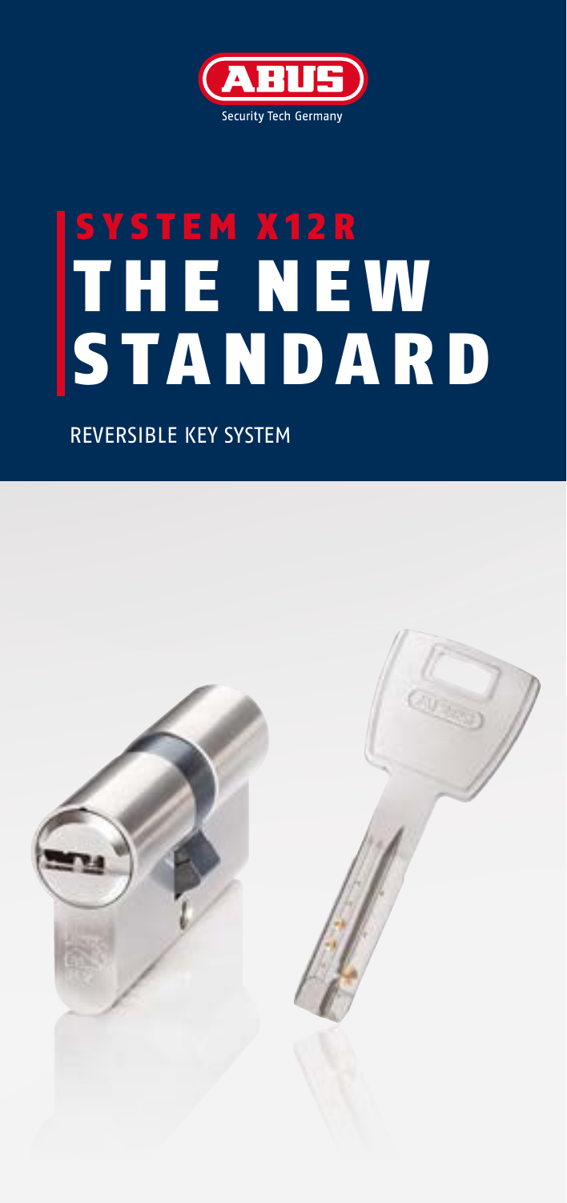ABUS

Security Tech Germany

# SYSTEM X12R
# THE NEW STANDARD

REVERSIBLE KEY SYSTEM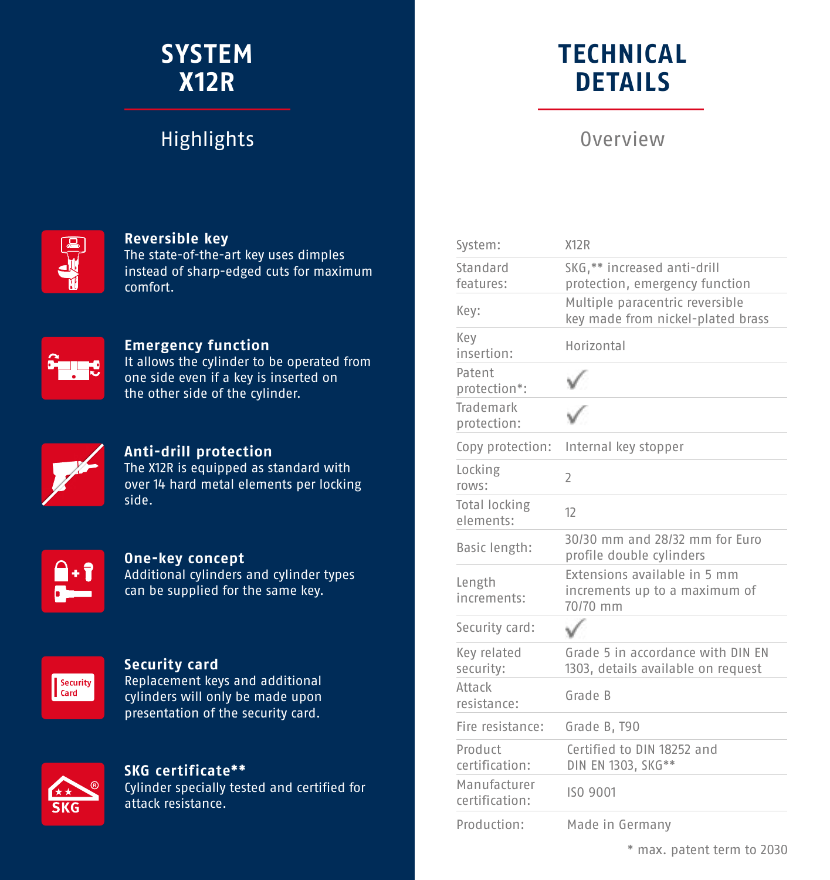# SYSTEM X12R

## Highlights

**Reversible key**
The state-of-the-art key uses dimples instead of sharp-edged cuts for maximum comfort.

**Emergency function**
It allows the cylinder to be operated from one side even if a key is inserted on the other side of the cylinder.

**Anti-drill protection**
The X12R is equipped as standard with over 14 hard metal elements per locking side.

**One-key concept**
Additional cylinders and cylinder types can be supplied for the same key.

**Security card**
Replacement keys and additional cylinders will only be made upon presentation of the security card.

**SKG certificate****
Cylinder specially tested and certified for attack resistance.

# TECHNICAL DETAILS

## Overview

| | |
|---|---|
| System: | X12R |
| Standard features: | SKG,** increased anti-drill protection, emergency function |
| Key: | Multiple paracentric reversible key made from nickel-plated brass |
| Key insertion: | Horizontal |
| Patent protection*: | ✓ |
| Trademark protection: | ✓ |
| Copy protection: | Internal key stopper |
| Locking rows: | 2 |
| Total locking elements: | 12 |
| Basic length: | 30/30 mm and 28/32 mm for Euro profile double cylinders |
| Length increments: | Extensions available in 5 mm increments up to a maximum of 70/70 mm |
| Security card: | ✓ |
| Key related security: | Grade 5 in accordance with DIN EN 1303, details available on request |
| Attack resistance: | Grade B |
| Fire resistance: | Grade B, T90 |
| Product certification: | Certified to DIN 18252 and DIN EN 1303, SKG** |
| Manufacturer certification: | ISO 9001 |
| Production: | Made in Germany |

* max. patent term to 2030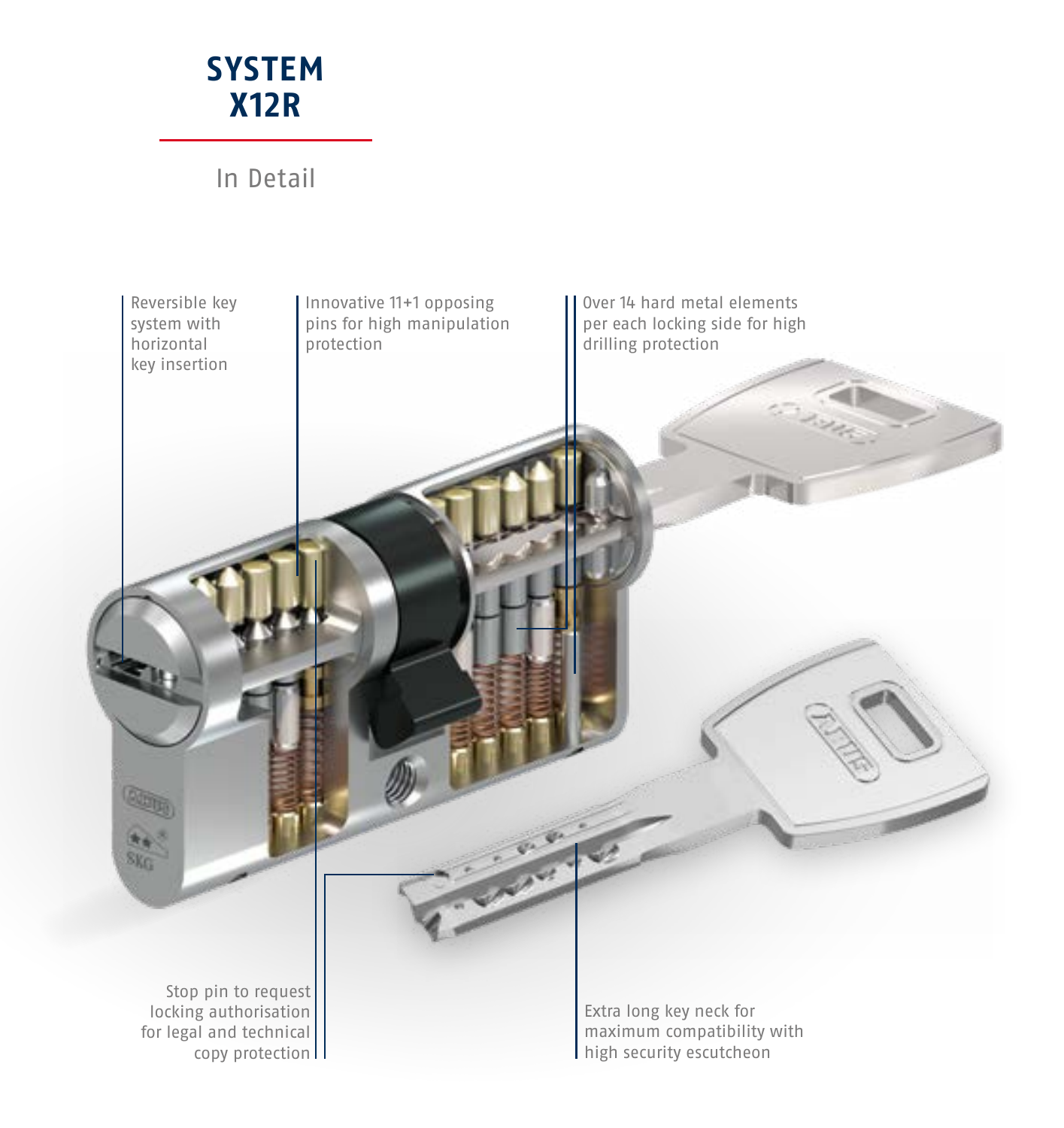# SYSTEM X12R

## In Detail

Reversible key system with horizontal key insertion

Innovative 11+1 opposing pins for high manipulation protection

Over 14 hard metal elements per each locking side for high drilling protection

Stop pin to request locking authorisation for legal and technical copy protection

Extra long key neck for maximum compatibility with high security escutcheon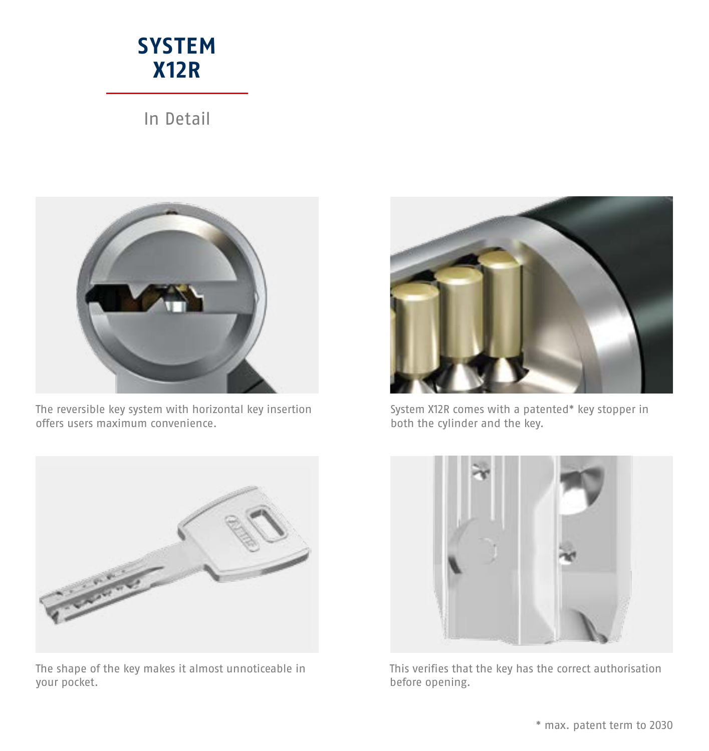# SYSTEM X12R

## In Detail

The reversible key system with horizontal key insertion offers users maximum convenience.

System X12R comes with a patented* key stopper in both the cylinder and the key.

The shape of the key makes it almost unnoticeable in your pocket.

This verifies that the key has the correct authorisation before opening.

* max. patent term to 2030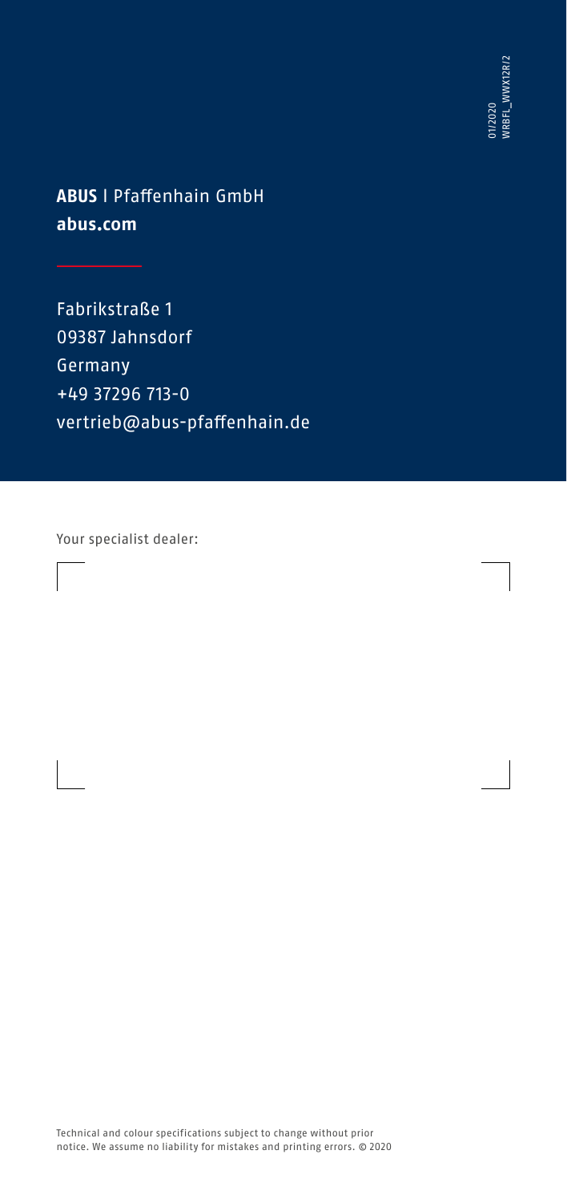01/2020
WRBFL_WWX12R/2

**ABUS** I Pfaffenhain GmbH
**abus.com**

Fabrikstraße 1
09387 Jahnsdorf
Germany
+49 37296 713-0
vertrieb@abus-pfaffenhain.de

Your specialist dealer:

Technical and colour specifications subject to change without prior notice. We assume no liability for mistakes and printing errors. © 2020